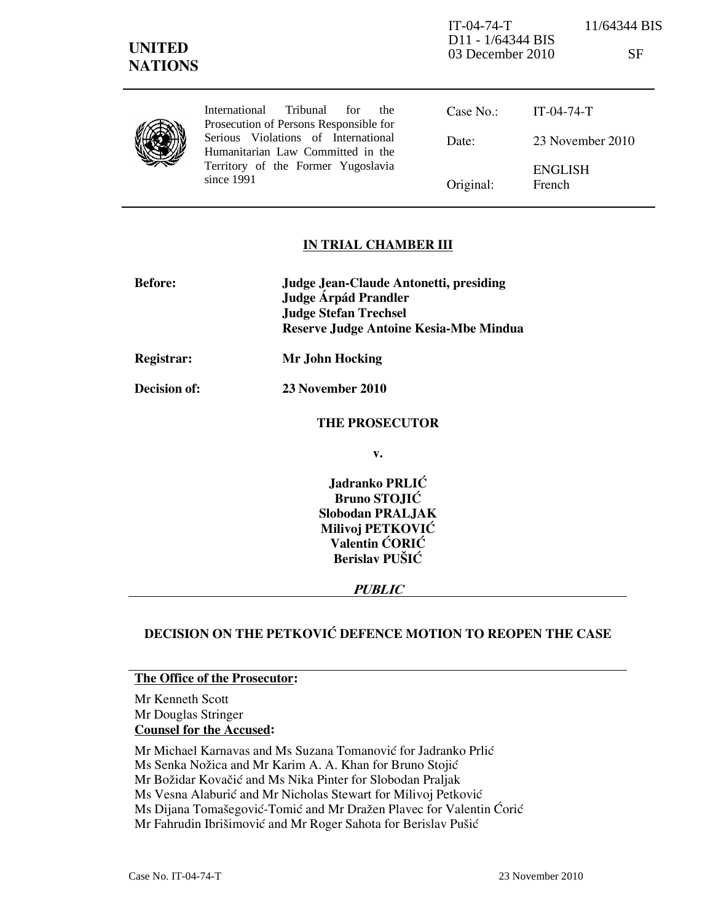IT-04-74-T 11/64344 BIS
D11 - 1/64344 BIS
03 December 2010 SF

**UNITED NATIONS**

International Tribunal for the Prosecution of Persons Responsible for Serious Violations of International Humanitarian Law Committed in the Territory of the Former Yugoslavia since 1991

| | |
|---|---|
| Case No.: | IT-04-74-T |
| Date: | 23 November 2010 |
| Original: | ENGLISH<br>French |

## IN TRIAL CHAMBER III

**Before:** **Judge Jean-Claude Antonetti, presiding**
**Judge Árpád Prandler**
**Judge Stefan Trechsel**
**Reserve Judge Antoine Kesia-Mbe Mindua**

**Registrar:** **Mr John Hocking**

**Decision of:** **23 November 2010**

**THE PROSECUTOR**

**v.**

**Jadranko PRLIĆ**
**Bruno STOJIĆ**
**Slobodan PRALJAK**
**Milivoj PETKOVIĆ**
**Valentin ĆORIĆ**
**Berislav PUŠIĆ**

***PUBLIC***

## DECISION ON THE PETKOVIĆ DEFENCE MOTION TO REOPEN THE CASE

**The Office of the Prosecutor:**

Mr Kenneth Scott
Mr Douglas Stringer

**Counsel for the Accused:**

Mr Michael Karnavas and Ms Suzana Tomanović for Jadranko Prlić
Ms Senka Nožica and Mr Karim A. A. Khan for Bruno Stojić
Mr Božidar Kovačić and Ms Nika Pinter for Slobodan Praljak
Ms Vesna Alaburić and Mr Nicholas Stewart for Milivoj Petković
Ms Dijana Tomašegović-Tomić and Mr Dražen Plavec for Valentin Ćorić
Mr Fahrudin Ibrišimović and Mr Roger Sahota for Berislav Pušić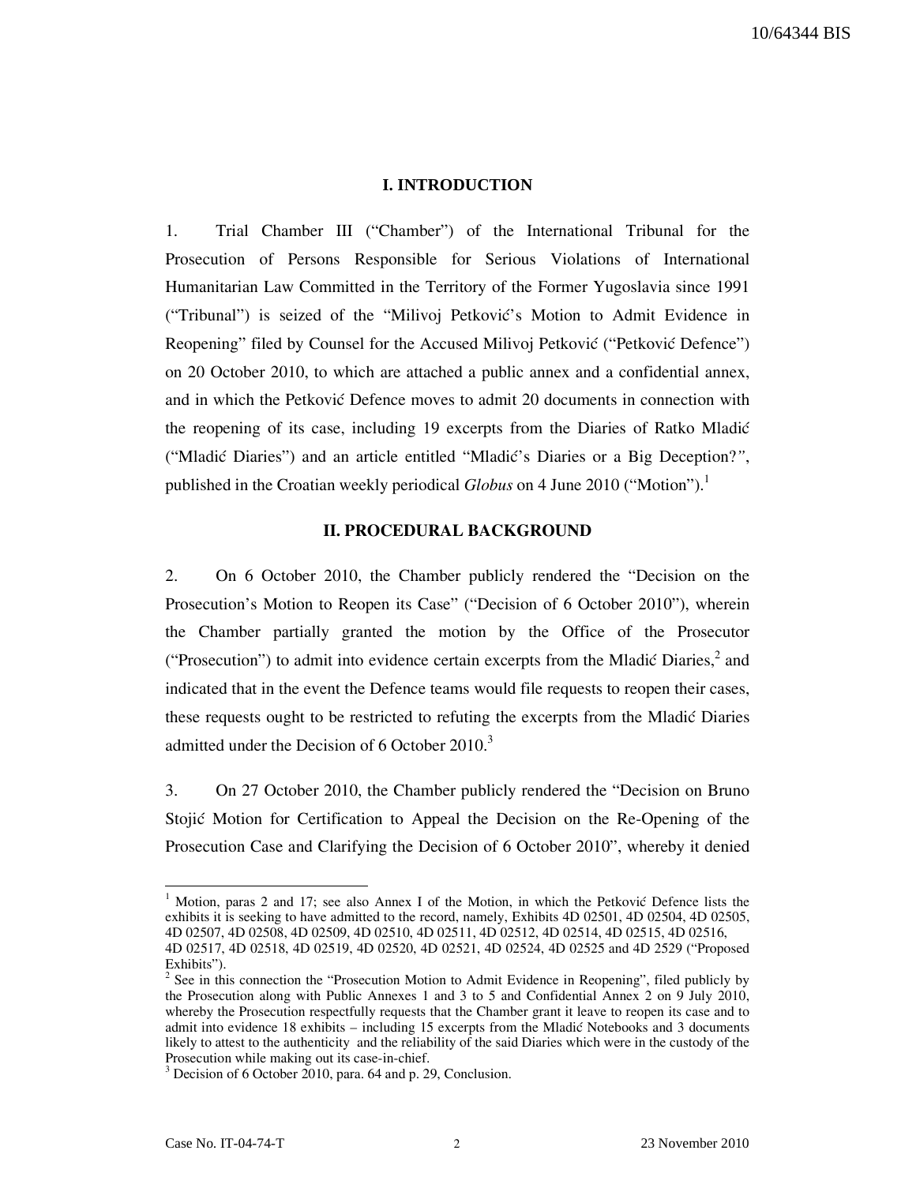## I. INTRODUCTION

1. Trial Chamber III ("Chamber") of the International Tribunal for the Prosecution of Persons Responsible for Serious Violations of International Humanitarian Law Committed in the Territory of the Former Yugoslavia since 1991 ("Tribunal") is seized of the "Milivoj Petković's Motion to Admit Evidence in Reopening" filed by Counsel for the Accused Milivoj Petković ("Petković Defence") on 20 October 2010, to which are attached a public annex and a confidential annex, and in which the Petković Defence moves to admit 20 documents in connection with the reopening of its case, including 19 excerpts from the Diaries of Ratko Mladić ("Mladić Diaries") and an article entitled "Mladić's Diaries or a Big Deception?", published in the Croatian weekly periodical *Globus* on 4 June 2010 ("Motion").[1]

## II. PROCEDURAL BACKGROUND

2. On 6 October 2010, the Chamber publicly rendered the "Decision on the Prosecution's Motion to Reopen its Case" ("Decision of 6 October 2010"), wherein the Chamber partially granted the motion by the Office of the Prosecutor ("Prosecution") to admit into evidence certain excerpts from the Mladić Diaries,[2] and indicated that in the event the Defence teams would file requests to reopen their cases, these requests ought to be restricted to refuting the excerpts from the Mladić Diaries admitted under the Decision of 6 October 2010.[3]

3. On 27 October 2010, the Chamber publicly rendered the "Decision on Bruno Stojić Motion for Certification to Appeal the Decision on the Re-Opening of the Prosecution Case and Clarifying the Decision of 6 October 2010", whereby it denied

---

[1] Motion, paras 2 and 17; see also Annex I of the Motion, in which the Petković Defence lists the exhibits it is seeking to have admitted to the record, namely, Exhibits 4D 02501, 4D 02504, 4D 02505, 4D 02507, 4D 02508, 4D 02509, 4D 02510, 4D 02511, 4D 02512, 4D 02514, 4D 02515, 4D 02516, 4D 02517, 4D 02518, 4D 02519, 4D 02520, 4D 02521, 4D 02524, 4D 02525 and 4D 2529 ("Proposed Exhibits").

[2] See in this connection the "Prosecution Motion to Admit Evidence in Reopening", filed publicly by the Prosecution along with Public Annexes 1 and 3 to 5 and Confidential Annex 2 on 9 July 2010, whereby the Prosecution respectfully requests that the Chamber grant it leave to reopen its case and to admit into evidence 18 exhibits – including 15 excerpts from the Mladić Notebooks and 3 documents likely to attest to the authenticity and the reliability of the said Diaries which were in the custody of the Prosecution while making out its case-in-chief.

[3] Decision of 6 October 2010, para. 64 and p. 29, Conclusion.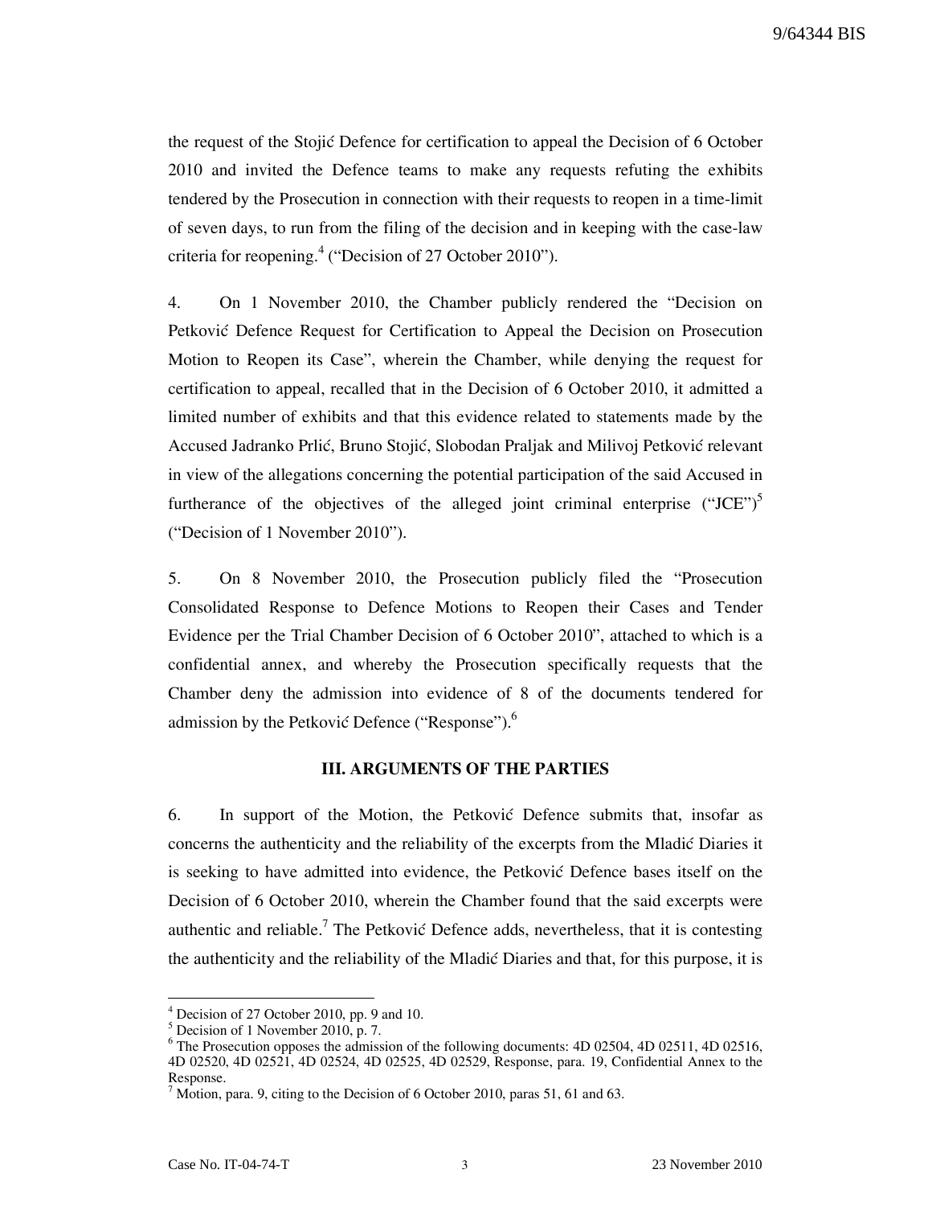the request of the Stojić Defence for certification to appeal the Decision of 6 October 2010 and invited the Defence teams to make any requests refuting the exhibits tendered by the Prosecution in connection with their requests to reopen in a time-limit of seven days, to run from the filing of the decision and in keeping with the case-law criteria for reopening.[4] ("Decision of 27 October 2010").

4. On 1 November 2010, the Chamber publicly rendered the "Decision on Petković Defence Request for Certification to Appeal the Decision on Prosecution Motion to Reopen its Case", wherein the Chamber, while denying the request for certification to appeal, recalled that in the Decision of 6 October 2010, it admitted a limited number of exhibits and that this evidence related to statements made by the Accused Jadranko Prlić, Bruno Stojić, Slobodan Praljak and Milivoj Petković relevant in view of the allegations concerning the potential participation of the said Accused in furtherance of the objectives of the alleged joint criminal enterprise ("JCE")[5] ("Decision of 1 November 2010").

5. On 8 November 2010, the Prosecution publicly filed the "Prosecution Consolidated Response to Defence Motions to Reopen their Cases and Tender Evidence per the Trial Chamber Decision of 6 October 2010", attached to which is a confidential annex, and whereby the Prosecution specifically requests that the Chamber deny the admission into evidence of 8 of the documents tendered for admission by the Petković Defence ("Response").[6]

### III. ARGUMENTS OF THE PARTIES

6. In support of the Motion, the Petković Defence submits that, insofar as concerns the authenticity and the reliability of the excerpts from the Mladić Diaries it is seeking to have admitted into evidence, the Petković Defence bases itself on the Decision of 6 October 2010, wherein the Chamber found that the said excerpts were authentic and reliable.[7] The Petković Defence adds, nevertheless, that it is contesting the authenticity and the reliability of the Mladić Diaries and that, for this purpose, it is

---

[4] Decision of 27 October 2010, pp. 9 and 10.

[5] Decision of 1 November 2010, p. 7.

[6] The Prosecution opposes the admission of the following documents: 4D 02504, 4D 02511, 4D 02516, 4D 02520, 4D 02521, 4D 02524, 4D 02525, 4D 02529, Response, para. 19, Confidential Annex to the Response.

[7] Motion, para. 9, citing to the Decision of 6 October 2010, paras 51, 61 and 63.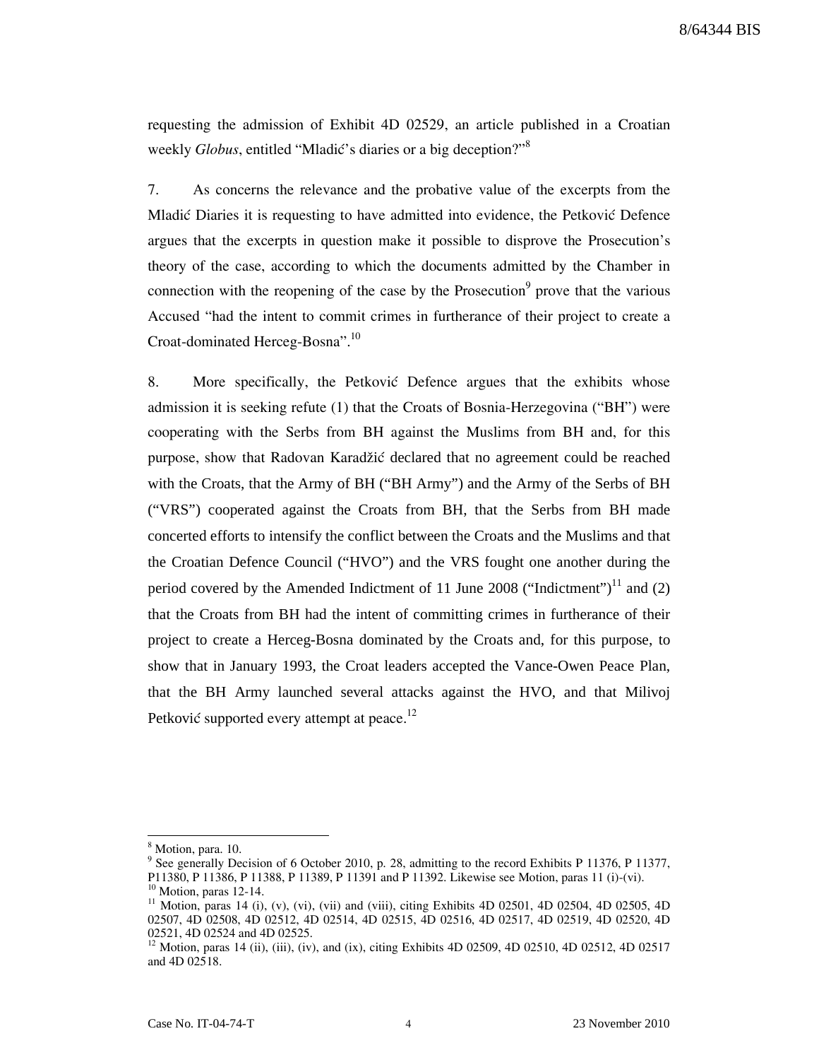requesting the admission of Exhibit 4D 02529, an article published in a Croatian weekly *Globus*, entitled "Mladić's diaries or a big deception?"[8]

7. As concerns the relevance and the probative value of the excerpts from the Mladić Diaries it is requesting to have admitted into evidence, the Petković Defence argues that the excerpts in question make it possible to disprove the Prosecution's theory of the case, according to which the documents admitted by the Chamber in connection with the reopening of the case by the Prosecution[9] prove that the various Accused "had the intent to commit crimes in furtherance of their project to create a Croat-dominated Herceg-Bosna".[10]

8. More specifically, the Petković Defence argues that the exhibits whose admission it is seeking refute (1) that the Croats of Bosnia-Herzegovina ("BH") were cooperating with the Serbs from BH against the Muslims from BH and, for this purpose, show that Radovan Karadžić declared that no agreement could be reached with the Croats, that the Army of BH ("BH Army") and the Army of the Serbs of BH ("VRS") cooperated against the Croats from BH, that the Serbs from BH made concerted efforts to intensify the conflict between the Croats and the Muslims and that the Croatian Defence Council ("HVO") and the VRS fought one another during the period covered by the Amended Indictment of 11 June 2008 ("Indictment")[11] and (2) that the Croats from BH had the intent of committing crimes in furtherance of their project to create a Herceg-Bosna dominated by the Croats and, for this purpose, to show that in January 1993, the Croat leaders accepted the Vance-Owen Peace Plan, that the BH Army launched several attacks against the HVO, and that Milivoj Petković supported every attempt at peace.[12]

---

[8] Motion, para. 10.

[9] See generally Decision of 6 October 2010, p. 28, admitting to the record Exhibits P 11376, P 11377, P11380, P 11386, P 11388, P 11389, P 11391 and P 11392. Likewise see Motion, paras 11 (i)-(vi).

[10] Motion, paras 12-14.

[11] Motion, paras 14 (i), (v), (vi), (vii) and (viii), citing Exhibits 4D 02501, 4D 02504, 4D 02505, 4D 02507, 4D 02508, 4D 02512, 4D 02514, 4D 02515, 4D 02516, 4D 02517, 4D 02519, 4D 02520, 4D 02521, 4D 02524 and 4D 02525.

[12] Motion, paras 14 (ii), (iii), (iv), and (ix), citing Exhibits 4D 02509, 4D 02510, 4D 02512, 4D 02517 and 4D 02518.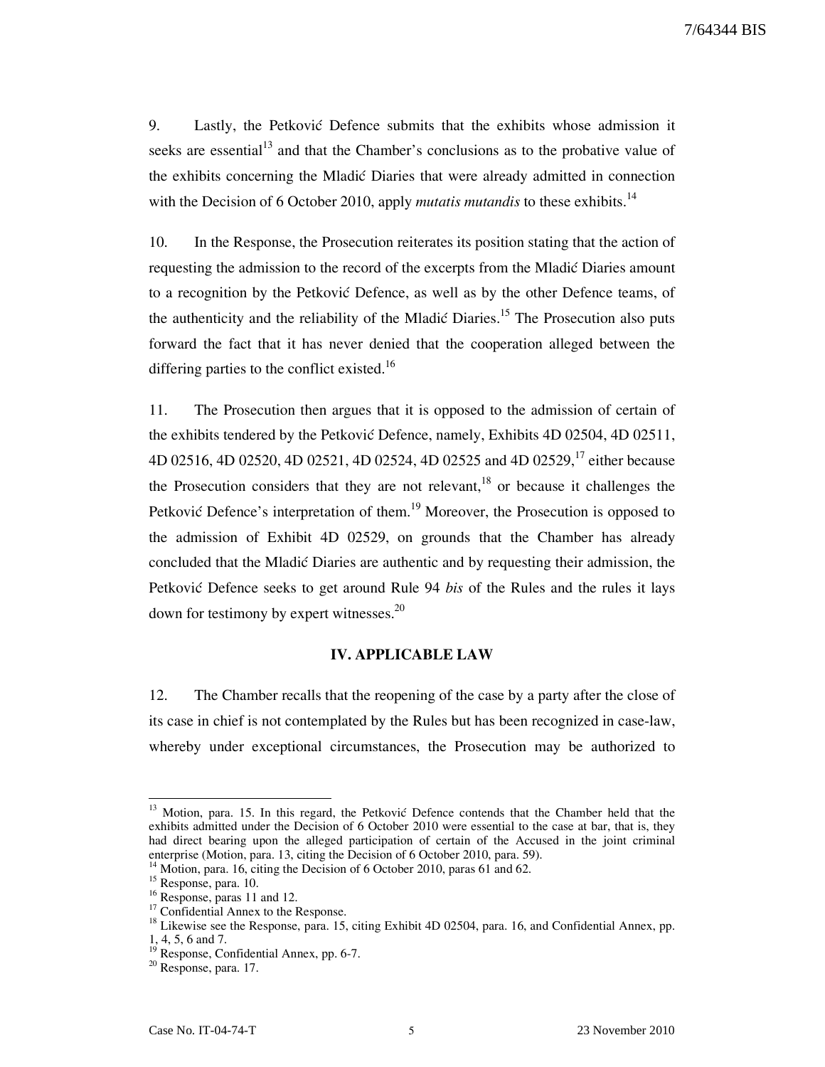9. Lastly, the Petković Defence submits that the exhibits whose admission it seeks are essential[13] and that the Chamber's conclusions as to the probative value of the exhibits concerning the Mladić Diaries that were already admitted in connection with the Decision of 6 October 2010, apply *mutatis mutandis* to these exhibits.[14]

10. In the Response, the Prosecution reiterates its position stating that the action of requesting the admission to the record of the excerpts from the Mladić Diaries amount to a recognition by the Petković Defence, as well as by the other Defence teams, of the authenticity and the reliability of the Mladić Diaries.[15] The Prosecution also puts forward the fact that it has never denied that the cooperation alleged between the differing parties to the conflict existed.[16]

11. The Prosecution then argues that it is opposed to the admission of certain of the exhibits tendered by the Petković Defence, namely, Exhibits 4D 02504, 4D 02511, 4D 02516, 4D 02520, 4D 02521, 4D 02524, 4D 02525 and 4D 02529,[17] either because the Prosecution considers that they are not relevant,[18] or because it challenges the Petković Defence's interpretation of them.[19] Moreover, the Prosecution is opposed to the admission of Exhibit 4D 02529, on grounds that the Chamber has already concluded that the Mladić Diaries are authentic and by requesting their admission, the Petković Defence seeks to get around Rule 94 *bis* of the Rules and the rules it lays down for testimony by expert witnesses.[20]

## IV. APPLICABLE LAW

12. The Chamber recalls that the reopening of the case by a party after the close of its case in chief is not contemplated by the Rules but has been recognized in case-law, whereby under exceptional circumstances, the Prosecution may be authorized to

---

[13] Motion, para. 15. In this regard, the Petković Defence contends that the Chamber held that the exhibits admitted under the Decision of 6 October 2010 were essential to the case at bar, that is, they had direct bearing upon the alleged participation of certain of the Accused in the joint criminal enterprise (Motion, para. 13, citing the Decision of 6 October 2010, para. 59).

[14] Motion, para. 16, citing the Decision of 6 October 2010, paras 61 and 62.

[15] Response, para. 10.

[16] Response, paras 11 and 12.

[17] Confidential Annex to the Response.

[18] Likewise see the Response, para. 15, citing Exhibit 4D 02504, para. 16, and Confidential Annex, pp. 1, 4, 5, 6 and 7.

[19] Response, Confidential Annex, pp. 6-7.

[20] Response, para. 17.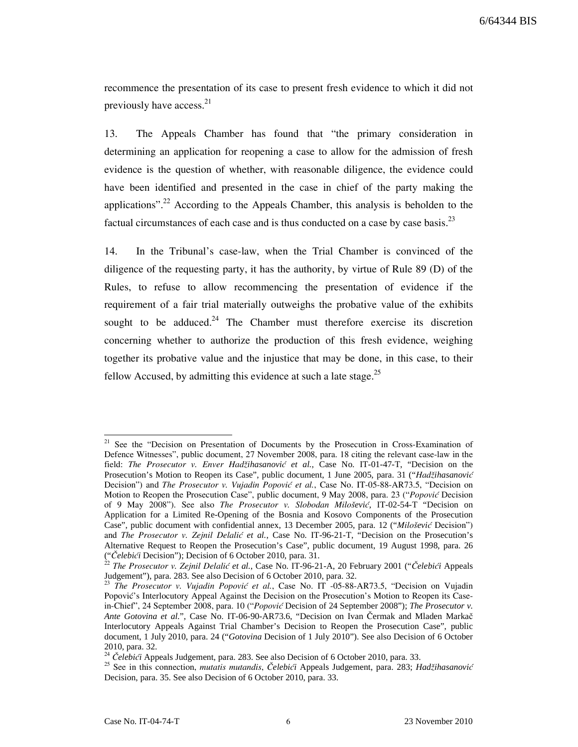recommence the presentation of its case to present fresh evidence to which it did not previously have access.[21]

13. The Appeals Chamber has found that "the primary consideration in determining an application for reopening a case to allow for the admission of fresh evidence is the question of whether, with reasonable diligence, the evidence could have been identified and presented in the case in chief of the party making the applications".[22] According to the Appeals Chamber, this analysis is beholden to the factual circumstances of each case and is thus conducted on a case by case basis.[23]

14. In the Tribunal's case-law, when the Trial Chamber is convinced of the diligence of the requesting party, it has the authority, by virtue of Rule 89 (D) of the Rules, to refuse to allow recommencing the presentation of evidence if the requirement of a fair trial materially outweighs the probative value of the exhibits sought to be adduced.[24] The Chamber must therefore exercise its discretion concerning whether to authorize the production of this fresh evidence, weighing together its probative value and the injustice that may be done, in this case, to their fellow Accused, by admitting this evidence at such a late stage.[25]

---

[21] See the "Decision on Presentation of Documents by the Prosecution in Cross-Examination of Defence Witnesses", public document, 27 November 2008, para. 18 citing the relevant case-law in the field: *The Prosecutor v. Enver Hadžihasanović et al.*, Case No. IT-01-47-T, "Decision on the Prosecution's Motion to Reopen its Case", public document, 1 June 2005, para. 31 ("*Hadžihasanović* Decision") and *The Prosecutor v. Vujadin Popović et al.*, Case No. IT-05-88-AR73.5, "Decision on Motion to Reopen the Prosecution Case", public document, 9 May 2008, para. 23 ("*Popović* Decision of 9 May 2008"). See also *The Prosecutor v. Slobodan Milošević*, IT-02-54-T "Decision on Application for a Limited Re-Opening of the Bosnia and Kosovo Components of the Prosecution Case", public document with confidential annex, 13 December 2005, para. 12 ("*Milošević* Decision") and *The Prosecutor v. Zejnil Delalić et al.*, Case No. IT-96-21-T, "Decision on the Prosecution's Alternative Request to Reopen the Prosecution's Case", public document, 19 August 1998, para. 26 ("*Čelebići* Decision"); Decision of 6 October 2010, para. 31.

[22] *The Prosecutor v. Zejnil Delalić et al.*, Case No. IT-96-21-A, 20 February 2001 ("*Čelebići* Appeals Judgement"), para. 283. See also Decision of 6 October 2010, para. 32.

[23] *The Prosecutor v. Vujadin Popović et al.*, Case No. IT -05-88-AR73.5, "Decision on Vujadin Popović's Interlocutory Appeal Against the Decision on the Prosecution's Motion to Reopen its Case-in-Chief", 24 September 2008, para. 10 ("*Popović* Decision of 24 September 2008"); *The Prosecutor v. Ante Gotovina et al.*", Case No. IT-06-90-AR73.6, "Decision on Ivan Čermak and Mladen Markač Interlocutory Appeals Against Trial Chamber's Decision to Reopen the Prosecution Case", public document, 1 July 2010, para. 24 ("*Gotovina* Decision of 1 July 2010"). See also Decision of 6 October 2010, para. 32.

[24] *Čelebići* Appeals Judgement, para. 283. See also Decision of 6 October 2010, para. 33.

[25] See in this connection, *mutatis mutandis*, *Čelebići* Appeals Judgement, para. 283; *Hadžihasanović* Decision, para. 35. See also Decision of 6 October 2010, para. 33.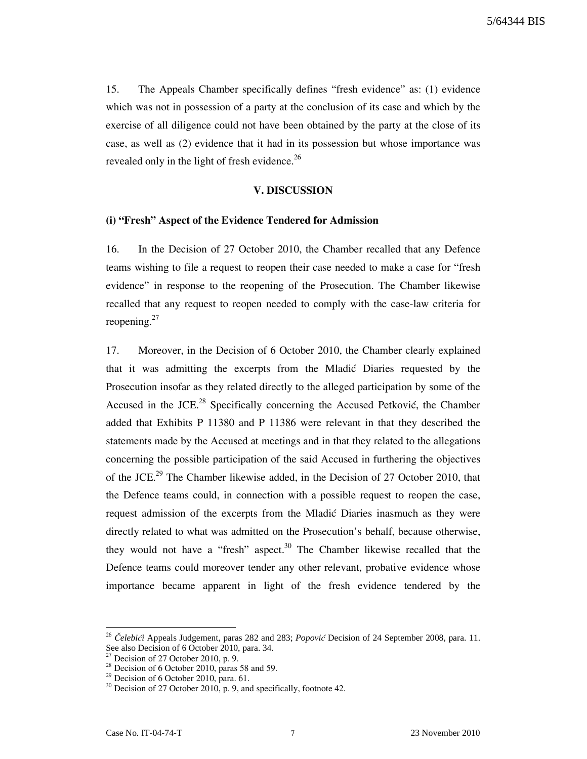15. The Appeals Chamber specifically defines "fresh evidence" as: (1) evidence which was not in possession of a party at the conclusion of its case and which by the exercise of all diligence could not have been obtained by the party at the close of its case, as well as (2) evidence that it had in its possession but whose importance was revealed only in the light of fresh evidence.[26]

## V. DISCUSSION

### (i) "Fresh" Aspect of the Evidence Tendered for Admission

16. In the Decision of 27 October 2010, the Chamber recalled that any Defence teams wishing to file a request to reopen their case needed to make a case for "fresh evidence" in response to the reopening of the Prosecution. The Chamber likewise recalled that any request to reopen needed to comply with the case-law criteria for reopening.[27]

17. Moreover, in the Decision of 6 October 2010, the Chamber clearly explained that it was admitting the excerpts from the Mladić Diaries requested by the Prosecution insofar as they related directly to the alleged participation by some of the Accused in the JCE.[28] Specifically concerning the Accused Petković, the Chamber added that Exhibits P 11380 and P 11386 were relevant in that they described the statements made by the Accused at meetings and in that they related to the allegations concerning the possible participation of the said Accused in furthering the objectives of the JCE.[29] The Chamber likewise added, in the Decision of 27 October 2010, that the Defence teams could, in connection with a possible request to reopen the case, request admission of the excerpts from the Mladić Diaries inasmuch as they were directly related to what was admitted on the Prosecution's behalf, because otherwise, they would not have a "fresh" aspect.[30] The Chamber likewise recalled that the Defence teams could moreover tender any other relevant, probative evidence whose importance became apparent in light of the fresh evidence tendered by the

---

[26] *Čelebići* Appeals Judgement, paras 282 and 283; *Popović* Decision of 24 September 2008, para. 11. See also Decision of 6 October 2010, para. 34.

[27] Decision of 27 October 2010, p. 9.

[28] Decision of 6 October 2010, paras 58 and 59.

[29] Decision of 6 October 2010, para. 61.

[30] Decision of 27 October 2010, p. 9, and specifically, footnote 42.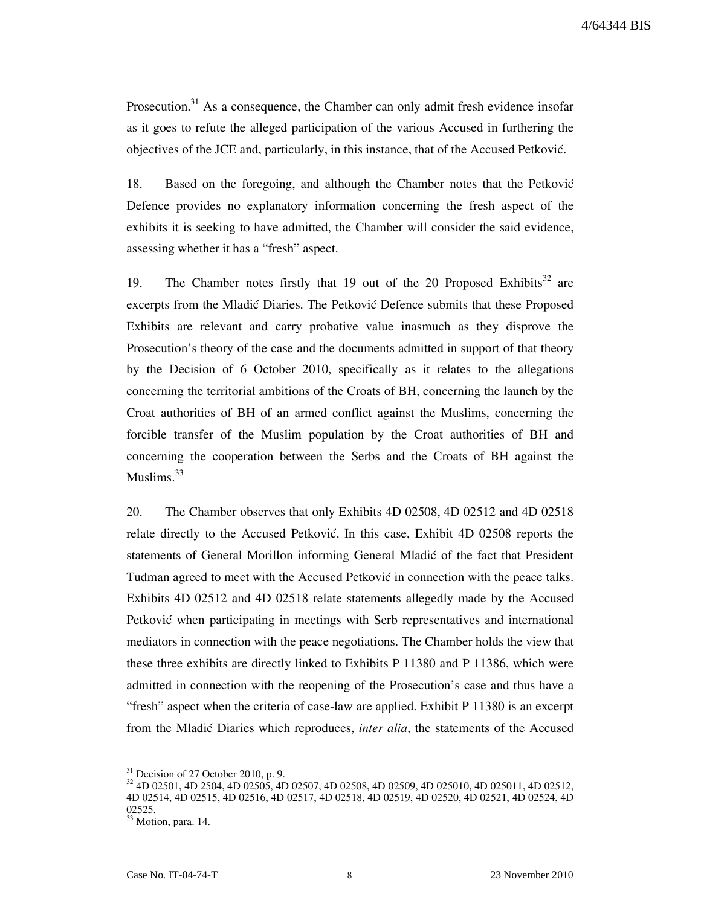Prosecution.[31] As a consequence, the Chamber can only admit fresh evidence insofar as it goes to refute the alleged participation of the various Accused in furthering the objectives of the JCE and, particularly, in this instance, that of the Accused Petković.

18. Based on the foregoing, and although the Chamber notes that the Petković Defence provides no explanatory information concerning the fresh aspect of the exhibits it is seeking to have admitted, the Chamber will consider the said evidence, assessing whether it has a "fresh" aspect.

19. The Chamber notes firstly that 19 out of the 20 Proposed Exhibits[32] are excerpts from the Mladić Diaries. The Petković Defence submits that these Proposed Exhibits are relevant and carry probative value inasmuch as they disprove the Prosecution's theory of the case and the documents admitted in support of that theory by the Decision of 6 October 2010, specifically as it relates to the allegations concerning the territorial ambitions of the Croats of BH, concerning the launch by the Croat authorities of BH of an armed conflict against the Muslims, concerning the forcible transfer of the Muslim population by the Croat authorities of BH and concerning the cooperation between the Serbs and the Croats of BH against the Muslims.[33]

20. The Chamber observes that only Exhibits 4D 02508, 4D 02512 and 4D 02518 relate directly to the Accused Petković. In this case, Exhibit 4D 02508 reports the statements of General Morillon informing General Mladić of the fact that President Tuđman agreed to meet with the Accused Petković in connection with the peace talks. Exhibits 4D 02512 and 4D 02518 relate statements allegedly made by the Accused Petković when participating in meetings with Serb representatives and international mediators in connection with the peace negotiations. The Chamber holds the view that these three exhibits are directly linked to Exhibits P 11380 and P 11386, which were admitted in connection with the reopening of the Prosecution's case and thus have a "fresh" aspect when the criteria of case-law are applied. Exhibit P 11380 is an excerpt from the Mladić Diaries which reproduces, *inter alia*, the statements of the Accused

---

[31] Decision of 27 October 2010, p. 9.

[32] 4D 02501, 4D 2504, 4D 02505, 4D 02507, 4D 02508, 4D 02509, 4D 025010, 4D 025011, 4D 02512, 4D 02514, 4D 02515, 4D 02516, 4D 02517, 4D 02518, 4D 02519, 4D 02520, 4D 02521, 4D 02524, 4D 02525.

[33] Motion, para. 14.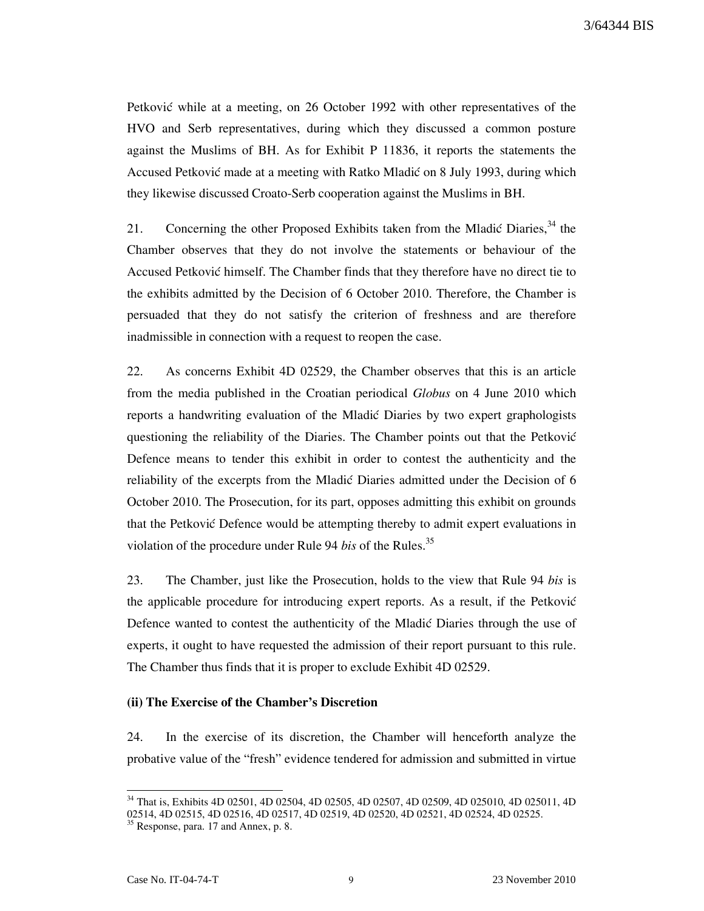Petković while at a meeting, on 26 October 1992 with other representatives of the HVO and Serb representatives, during which they discussed a common posture against the Muslims of BH. As for Exhibit P 11836, it reports the statements the Accused Petković made at a meeting with Ratko Mladić on 8 July 1993, during which they likewise discussed Croato-Serb cooperation against the Muslims in BH.

21. Concerning the other Proposed Exhibits taken from the Mladić Diaries,[34] the Chamber observes that they do not involve the statements or behaviour of the Accused Petković himself. The Chamber finds that they therefore have no direct tie to the exhibits admitted by the Decision of 6 October 2010. Therefore, the Chamber is persuaded that they do not satisfy the criterion of freshness and are therefore inadmissible in connection with a request to reopen the case.

22. As concerns Exhibit 4D 02529, the Chamber observes that this is an article from the media published in the Croatian periodical *Globus* on 4 June 2010 which reports a handwriting evaluation of the Mladić Diaries by two expert graphologists questioning the reliability of the Diaries. The Chamber points out that the Petković Defence means to tender this exhibit in order to contest the authenticity and the reliability of the excerpts from the Mladić Diaries admitted under the Decision of 6 October 2010. The Prosecution, for its part, opposes admitting this exhibit on grounds that the Petković Defence would be attempting thereby to admit expert evaluations in violation of the procedure under Rule 94 *bis* of the Rules.[35]

23. The Chamber, just like the Prosecution, holds to the view that Rule 94 *bis* is the applicable procedure for introducing expert reports. As a result, if the Petković Defence wanted to contest the authenticity of the Mladić Diaries through the use of experts, it ought to have requested the admission of their report pursuant to this rule. The Chamber thus finds that it is proper to exclude Exhibit 4D 02529.

**(ii) The Exercise of the Chamber's Discretion**

24. In the exercise of its discretion, the Chamber will henceforth analyze the probative value of the "fresh" evidence tendered for admission and submitted in virtue

---

[34] That is, Exhibits 4D 02501, 4D 02504, 4D 02505, 4D 02507, 4D 02509, 4D 025010, 4D 025011, 4D 02514, 4D 02515, 4D 02516, 4D 02517, 4D 02519, 4D 02520, 4D 02521, 4D 02524, 4D 02525.

[35] Response, para. 17 and Annex, p. 8.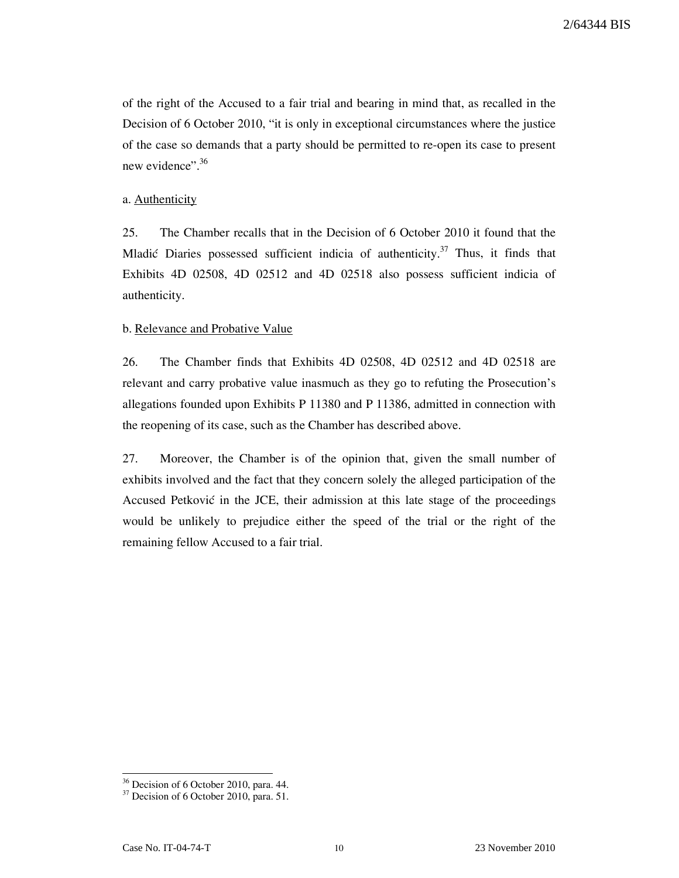of the right of the Accused to a fair trial and bearing in mind that, as recalled in the Decision of 6 October 2010, "it is only in exceptional circumstances where the justice of the case so demands that a party should be permitted to re-open its case to present new evidence".[36]

a. Authenticity

25. The Chamber recalls that in the Decision of 6 October 2010 it found that the Mladić Diaries possessed sufficient indicia of authenticity.[37] Thus, it finds that Exhibits 4D 02508, 4D 02512 and 4D 02518 also possess sufficient indicia of authenticity.

b. Relevance and Probative Value

26. The Chamber finds that Exhibits 4D 02508, 4D 02512 and 4D 02518 are relevant and carry probative value inasmuch as they go to refuting the Prosecution's allegations founded upon Exhibits P 11380 and P 11386, admitted in connection with the reopening of its case, such as the Chamber has described above.

27. Moreover, the Chamber is of the opinion that, given the small number of exhibits involved and the fact that they concern solely the alleged participation of the Accused Petković in the JCE, their admission at this late stage of the proceedings would be unlikely to prejudice either the speed of the trial or the right of the remaining fellow Accused to a fair trial.

---

[36] Decision of 6 October 2010, para. 44.

[37] Decision of 6 October 2010, para. 51.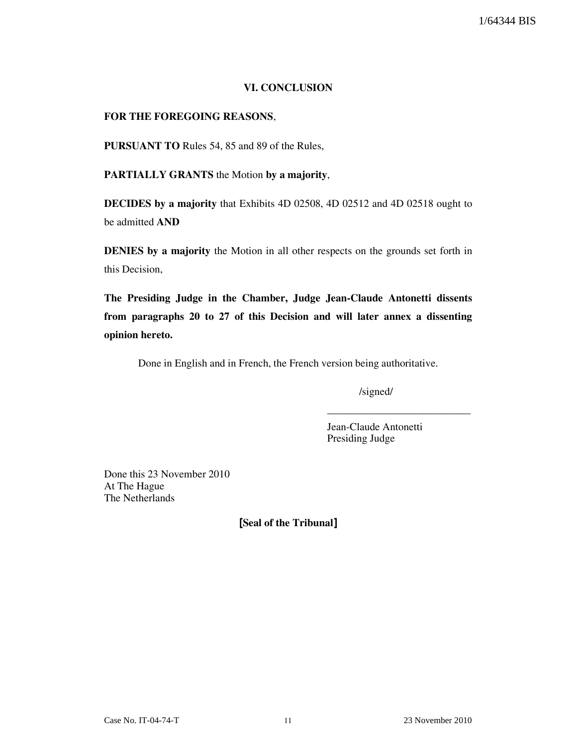## VI. CONCLUSION

**FOR THE FOREGOING REASONS**,

**PURSUANT TO** Rules 54, 85 and 89 of the Rules,

**PARTIALLY GRANTS** the Motion **by a majority**,

**DECIDES by a majority** that Exhibits 4D 02508, 4D 02512 and 4D 02518 ought to be admitted **AND**

**DENIES by a majority** the Motion in all other respects on the grounds set forth in this Decision,

**The Presiding Judge in the Chamber, Judge Jean-Claude Antonetti dissents from paragraphs 20 to 27 of this Decision and will later annex a dissenting opinion hereto.**

Done in English and in French, the French version being authoritative.

/signed/

\_\_\_\_\_\_\_\_\_\_\_\_\_\_\_\_\_\_\_\_\_\_\_\_\_\_\_

Jean-Claude Antonetti
Presiding Judge

Done this 23 November 2010
At The Hague
The Netherlands

**[Seal of the Tribunal]**